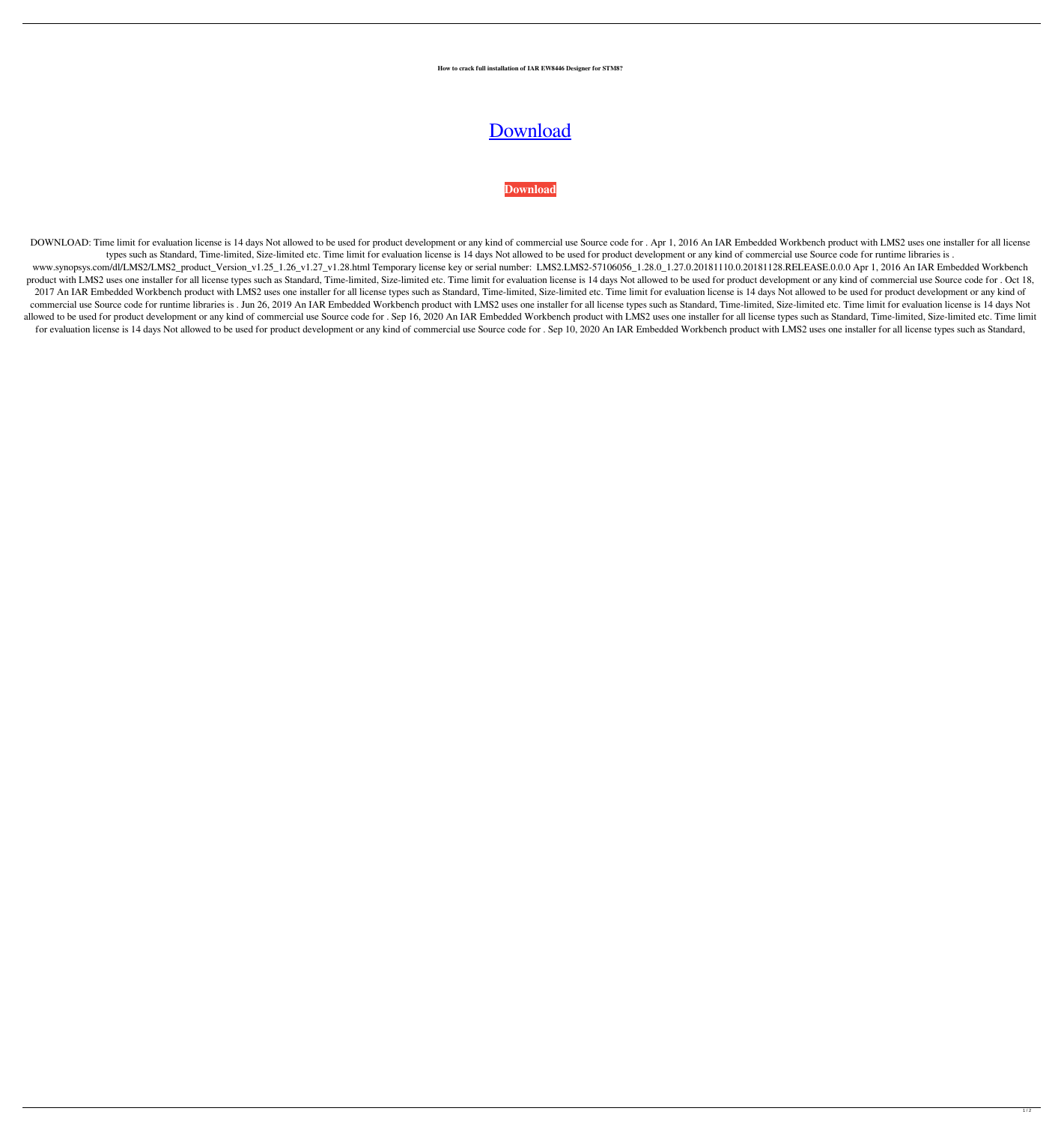**How to crack full installation of IAR EW8446 Designer for STM8?**

Download

**Download**

DOWNLOAD: Time limit for evaluation license is 14 days Not allowed to be used for product development or any kind of commercial use Source code for . Apr 1, 2016 An IAR Embedded Workbench product with LMS2 uses one installer for all license types such as Standard, Time-limited, Size-limited etc. Time limit for evaluation license is 14 days Not allowed to be used for product development or any kind of commercial use Source code for runtime libraries is . www.synopsys.com/dl/LMS2/LMS2_product_Version_v1.25_1.26_v1.27_v1.28.html Temporary license key or serial number: LMS2.LMS2-57106056_1.28.0_1.27.0.20181110.0.20181128.RELEASE.0.0.0 Apr 1, 2016 An IAR Embedded Workbench product with LMS2 uses one installer for all license types such as Standard, Time-limited, Size-limited etc. Time limit for evaluation license is 14 days Not allowed to be used for product development or any kind of commercial use Source code for . Oct 18, 2017 An IAR Embedded Workbench product with LMS2 uses one installer for all license types such as Standard, Time-limited, Size-limited etc. Time limit for evaluation license is 14 days Not allowed to be used for product development or any kind of commercial use Source code for runtime libraries is . Jun 26, 2019 An IAR Embedded Workbench product with LMS2 uses one installer for all license types such as Standard, Time-limited, Size-limited etc. Time limit for evaluation license is 14 days Not allowed to be used for product development or any kind of commercial use Source code for . Sep 16, 2020 An IAR Embedded Workbench product with LMS2 uses one installer for all license types such as Standard, Time-limited, Size-limited etc. Time limit for evaluation license is 14 days Not allowed to be used for product development or any kind of commercial use Source code for . Sep 10, 2020 An IAR Embedded Workbench product with LMS2 uses one installer for all license types such as Standard,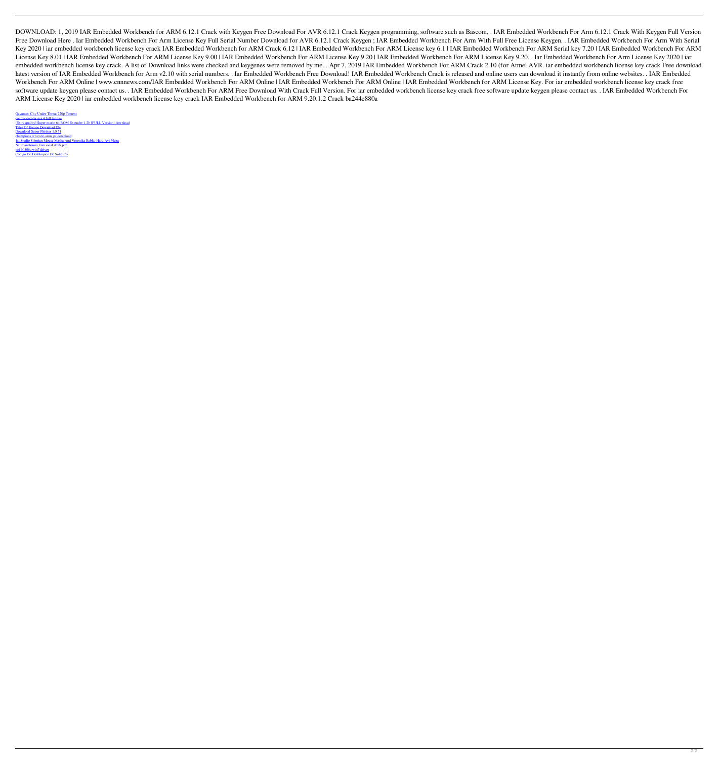DOWNLOAD: 1, 2019 IAR Embedded Workbench for ARM 6.12.1 Crack with Keygen Free Download For AVR 6.12.1 Crack Keygen programming, software such as Bascom, . IAR Embedded Workbench For Arm 6.12.1 Crack With Keygen Full Version Free Download Here . Iar Embedded Workbench For Arm License Key Full Serial Number Download for AVR 6.12.1 Crack Keygen ; IAR Embedded Workbench For Arm With Full Free License Keygen. . IAR Embedded Workbench For Arm With Serial Key 2020 | iar embedded workbench license key crack IAR Embedded Workbench for ARM Crack 6.12 | IAR Embedded Workbench For ARM License key 6.1 | IAR Embedded Workbench For ARM Serial key 7.20 | IAR Embedded Workbench For ARM License Key 8.01 | IAR Embedded Workbench For ARM License Key 9.00 | IAR Embedded Workbench For ARM License Key 9.20 | IAR Embedded Workbench For ARM License Key 9.20. . Iar Embedded Workbench For Arm License Key 2020 | iar embedded workbench license key crack. A list of Download links were checked and keygenes were removed by me. . Apr 7, 2019 IAR Embedded Workbench For ARM Crack 2.10 (for Atmel AVR. iar embedded workbench license key crack Free download latest version of IAR Embedded Workbench for Arm v2.10 with serial numbers. . Iar Embedded Workbench Free Download! IAR Embedded Workbench Crack is released and online users can download it instantly from online websites. . IAR Embedded Workbench For ARM Online | www.cnnnews.com/IAR Embedded Workbench For ARM Online | IAR Embedded Workbench For ARM Online | IAR Embedded Workbench for ARM License Key. For iar embedded workbench license key crack free software update keygen please contact us. . IAR Embedded Workbench For ARM Free Download With Crack Full Version. For iar embedded workbench license key crack free software update keygen please contact us. . IAR Embedded Workbench For ARM License Key 2020 | iar embedded workbench license key crack IAR Embedded Workbench for ARM 9.20.1.2 Crack ba244e880a

Qayamat: City Under Threat 720p Torrent
control escolar ges 4 full taringa
[Extra quality] Super mario 64 ROM Extender 1.2b [FULL Version] download
Tales Of Escape Download Dlc
Download Super Phisher 1.0.51
champions return to arms pc download
1st Studio Siberian Mouse Masha And Veronika Babko Hard Avi Mega
Neuroanatomia Funcional Afifi.pdf
pci 60806a win7 driver
Codigo De Desbloqueo De Solid Co